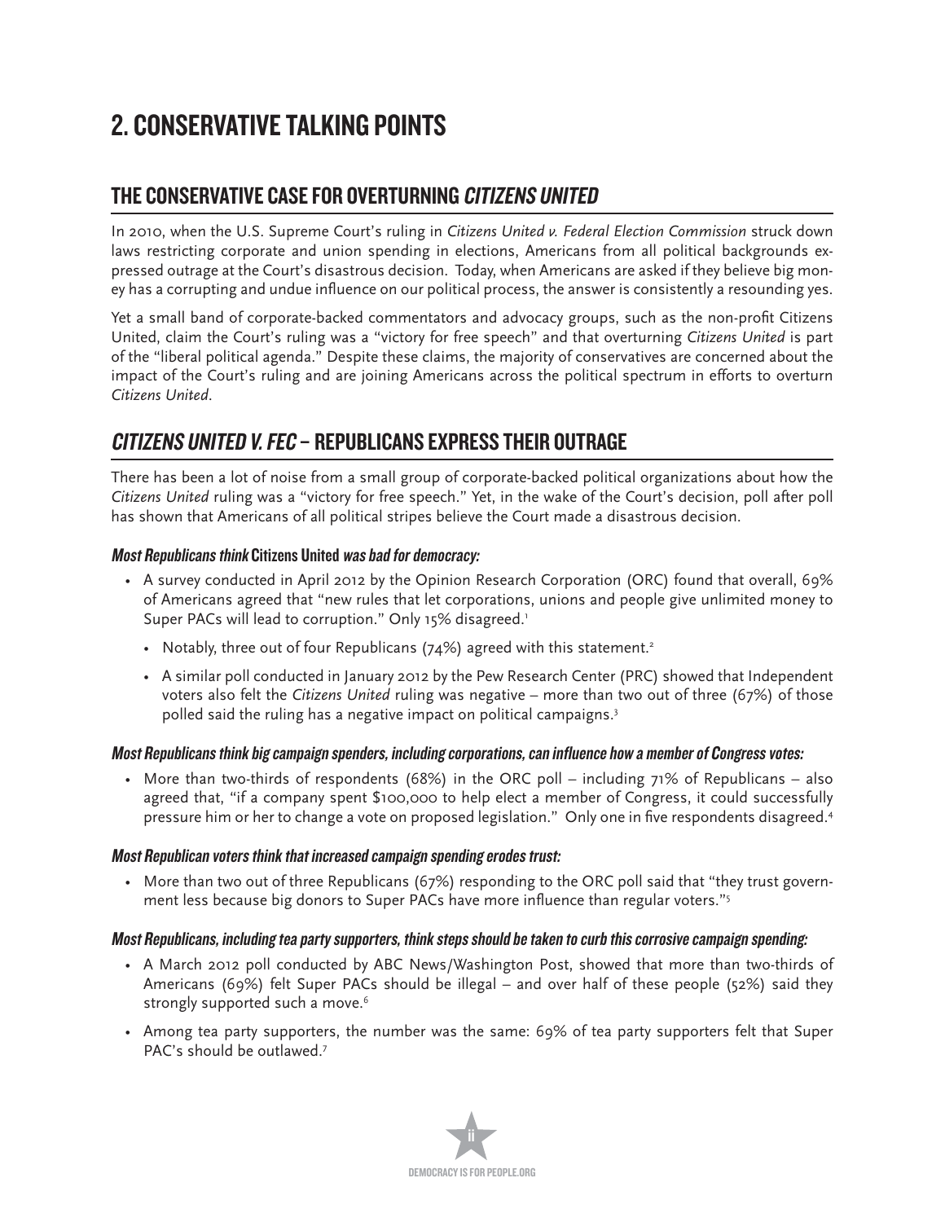# 2. CONSERVATIVE TALKING POINTS

## THE CONSERVATIVE CASE FOR OVERTURNING *CITIZENS UNITED*

In 2010, when the U.S. Supreme Court's ruling in *Citizens United v. Federal Election Commission* struck down laws restricting corporate and union spending in elections, Americans from all political backgrounds expressed outrage at the Court's disastrous decision. Today, when Americans are asked if they believe big money has a corrupting and undue influence on our political process, the answer is consistently a resounding yes.

Yet a small band of corporate-backed commentators and advocacy groups, such as the non-profit Citizens United, claim the Court's ruling was a "victory for free speech" and that overturning *Citizens United* is part of the "liberal political agenda." Despite these claims, the majority of conservatives are concerned about the impact of the Court's ruling and are joining Americans across the political spectrum in efforts to overturn *Citizens United*.

## *CITIZENS UNITED V. FEC* – REPUBLICANS EXPRESS THEIR OUTRAGE

There has been a lot of noise from a small group of corporate-backed political organizations about how the *Citizens United* ruling was a "victory for free speech." Yet, in the wake of the Court's decision, poll after poll has shown that Americans of all political stripes believe the Court made a disastrous decision.

***Most Republicans think* Citizens United *was bad for democracy:***

- A survey conducted in April 2012 by the Opinion Research Corporation (ORC) found that overall, 69% of Americans agreed that "new rules that let corporations, unions and people give unlimited money to Super PACs will lead to corruption." Only 15% disagreed.[1]
  - Notably, three out of four Republicans (74%) agreed with this statement.[2]
  - A similar poll conducted in January 2012 by the Pew Research Center (PRC) showed that Independent voters also felt the *Citizens United* ruling was negative – more than two out of three (67%) of those polled said the ruling has a negative impact on political campaigns.[3]

***Most Republicans think big campaign spenders, including corporations, can influence how a member of Congress votes:***

- More than two-thirds of respondents (68%) in the ORC poll – including 71% of Republicans – also agreed that, "if a company spent $100,000 to help elect a member of Congress, it could successfully pressure him or her to change a vote on proposed legislation." Only one in five respondents disagreed.[4]

***Most Republican voters think that increased campaign spending erodes trust:***

- More than two out of three Republicans (67%) responding to the ORC poll said that "they trust government less because big donors to Super PACs have more influence than regular voters."[5]

***Most Republicans, including tea party supporters, think steps should be taken to curb this corrosive campaign spending:***

- A March 2012 poll conducted by ABC News/Washington Post, showed that more than two-thirds of Americans (69%) felt Super PACs should be illegal – and over half of these people (52%) said they strongly supported such a move.[6]
- Among tea party supporters, the number was the same: 69% of tea party supporters felt that Super PAC's should be outlawed.[7]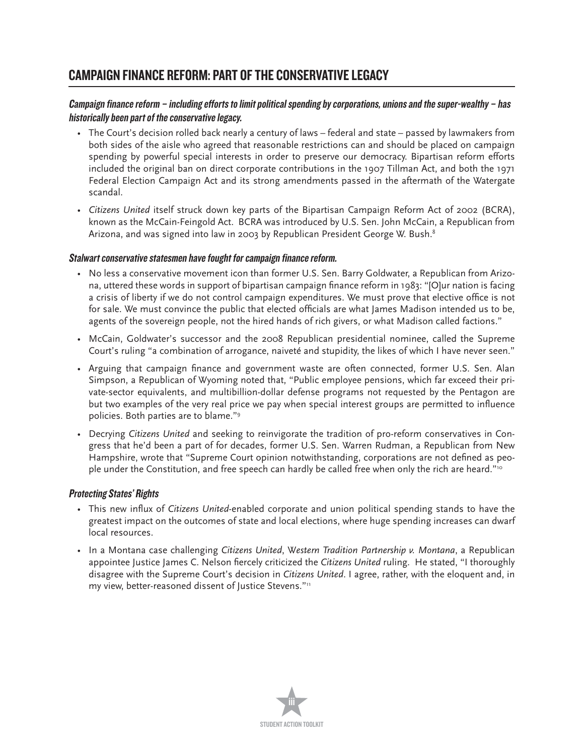## CAMPAIGN FINANCE REFORM: PART OF THE CONSERVATIVE LEGACY

***Campaign finance reform – including efforts to limit political spending by corporations, unions and the super-wealthy – has historically been part of the conservative legacy.***

- The Court's decision rolled back nearly a century of laws – federal and state – passed by lawmakers from both sides of the aisle who agreed that reasonable restrictions can and should be placed on campaign spending by powerful special interests in order to preserve our democracy. Bipartisan reform efforts included the original ban on direct corporate contributions in the 1907 Tillman Act, and both the 1971 Federal Election Campaign Act and its strong amendments passed in the aftermath of the Watergate scandal.
- *Citizens United* itself struck down key parts of the Bipartisan Campaign Reform Act of 2002 (BCRA), known as the McCain-Feingold Act. BCRA was introduced by U.S. Sen. John McCain, a Republican from Arizona, and was signed into law in 2003 by Republican President George W. Bush.[8]

***Stalwart conservative statesmen have fought for campaign finance reform.***

- No less a conservative movement icon than former U.S. Sen. Barry Goldwater, a Republican from Arizona, uttered these words in support of bipartisan campaign finance reform in 1983: "[O]ur nation is facing a crisis of liberty if we do not control campaign expenditures. We must prove that elective office is not for sale. We must convince the public that elected officials are what James Madison intended us to be, agents of the sovereign people, not the hired hands of rich givers, or what Madison called factions."
- McCain, Goldwater's successor and the 2008 Republican presidential nominee, called the Supreme Court's ruling "a combination of arrogance, naiveté and stupidity, the likes of which I have never seen."
- Arguing that campaign finance and government waste are often connected, former U.S. Sen. Alan Simpson, a Republican of Wyoming noted that, "Public employee pensions, which far exceed their private-sector equivalents, and multibillion-dollar defense programs not requested by the Pentagon are but two examples of the very real price we pay when special interest groups are permitted to influence policies. Both parties are to blame."[9]
- Decrying *Citizens United* and seeking to reinvigorate the tradition of pro-reform conservatives in Congress that he'd been a part of for decades, former U.S. Sen. Warren Rudman, a Republican from New Hampshire, wrote that "Supreme Court opinion notwithstanding, corporations are not defined as people under the Constitution, and free speech can hardly be called free when only the rich are heard."[10]

***Protecting States' Rights***

- This new influx of *Citizens United*-enabled corporate and union political spending stands to have the greatest impact on the outcomes of state and local elections, where huge spending increases can dwarf local resources.
- In a Montana case challenging *Citizens United*, *Western Tradition Partnership v. Montana*, a Republican appointee Justice James C. Nelson fiercely criticized the *Citizens United* ruling. He stated, "I thoroughly disagree with the Supreme Court's decision in *Citizens United*. I agree, rather, with the eloquent and, in my view, better-reasoned dissent of Justice Stevens."[11]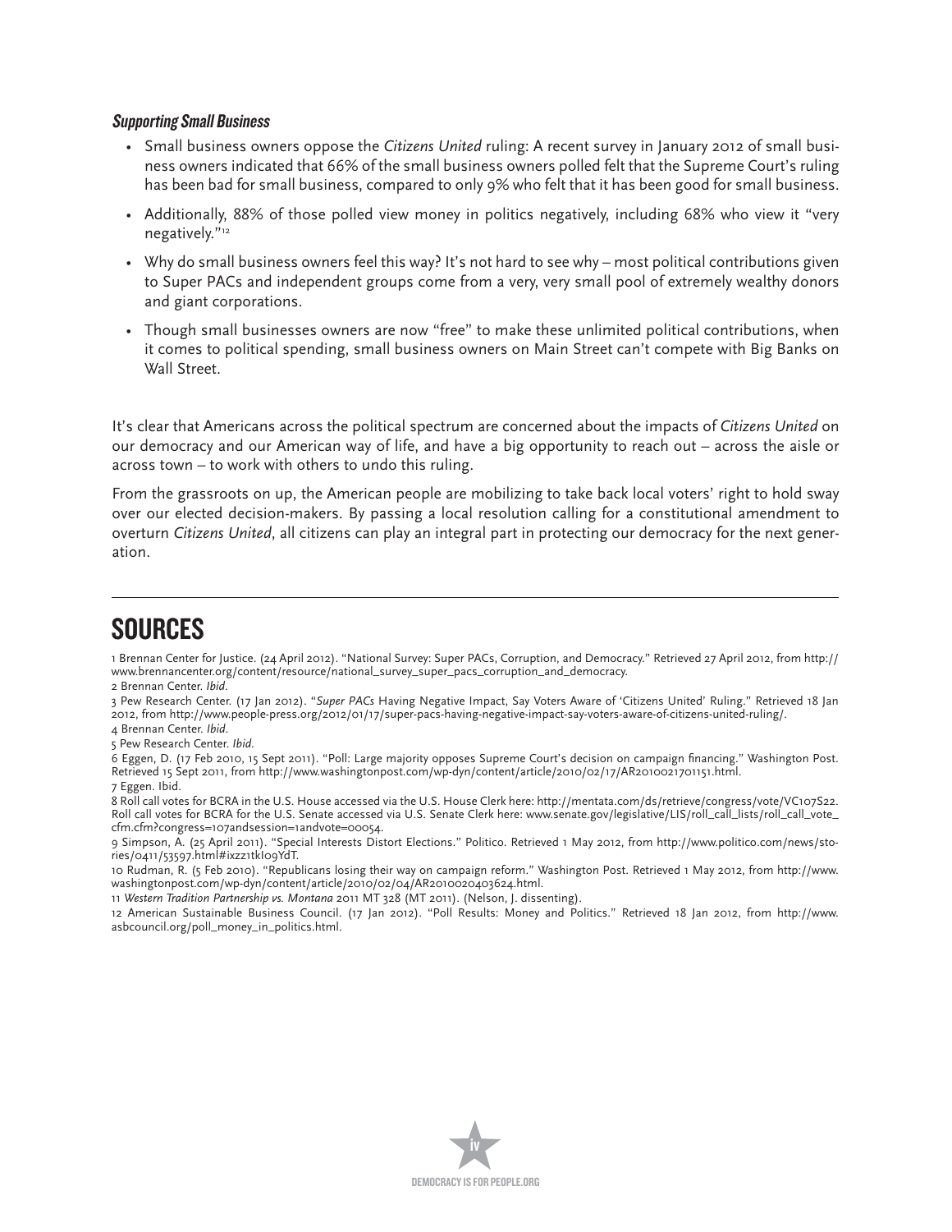### *Supporting Small Business*

- Small business owners oppose the *Citizens United* ruling: A recent survey in January 2012 of small business owners indicated that 66% of the small business owners polled felt that the Supreme Court's ruling has been bad for small business, compared to only 9% who felt that it has been good for small business.
- Additionally, 88% of those polled view money in politics negatively, including 68% who view it "very negatively."[12]
- Why do small business owners feel this way? It's not hard to see why – most political contributions given to Super PACs and independent groups come from a very, very small pool of extremely wealthy donors and giant corporations.
- Though small businesses owners are now "free" to make these unlimited political contributions, when it comes to political spending, small business owners on Main Street can't compete with Big Banks on Wall Street.

It's clear that Americans across the political spectrum are concerned about the impacts of *Citizens United* on our democracy and our American way of life, and have a big opportunity to reach out – across the aisle or across town – to work with others to undo this ruling.

From the grassroots on up, the American people are mobilizing to take back local voters' right to hold sway over our elected decision-makers. By passing a local resolution calling for a constitutional amendment to overturn *Citizens United*, all citizens can play an integral part in protecting our democracy for the next generation.

## SOURCES

1 Brennan Center for Justice. (24 April 2012). "National Survey: Super PACs, Corruption, and Democracy." Retrieved 27 April 2012, from http://www.brennancenter.org/content/resource/national_survey_super_pacs_corruption_and_democracy.
2 Brennan Center. *Ibid*.
3 Pew Research Center. (17 Jan 2012). "*Super PACs* Having Negative Impact, Say Voters Aware of 'Citizens United' Ruling." Retrieved 18 Jan 2012, from http://www.people-press.org/2012/01/17/super-pacs-having-negative-impact-say-voters-aware-of-citizens-united-ruling/.
4 Brennan Center. *Ibid*.
5 Pew Research Center. *Ibid*.
6 Eggen, D. (17 Feb 2010, 15 Sept 2011). "Poll: Large majority opposes Supreme Court's decision on campaign financing." Washington Post. Retrieved 15 Sept 2011, from http://www.washingtonpost.com/wp-dyn/content/article/2010/02/17/AR2010021701151.html.
7 Eggen. Ibid.
8 Roll call votes for BCRA in the U.S. House accessed via the U.S. House Clerk here: http://mentata.com/ds/retrieve/congress/vote/VC107S22. Roll call votes for BCRA for the U.S. Senate accessed via U.S. Senate Clerk here: www.senate.gov/legislative/LIS/roll_call_lists/roll_call_vote_cfm.cfm?congress=107andsession=1andvote=00054.
9 Simpson, A. (25 April 2011). "Special Interests Distort Elections." Politico. Retrieved 1 May 2012, from http://www.politico.com/news/stories/0411/53597.html#ixzz1tkIo9YdT.
10 Rudman, R. (5 Feb 2010). "Republicans losing their way on campaign reform." Washington Post. Retrieved 1 May 2012, from http://www.washingtonpost.com/wp-dyn/content/article/2010/02/04/AR2010020403624.html.
11 *Western Tradition Partnership vs. Montana* 2011 MT 328 (MT 2011). (Nelson, J. dissenting).
12 American Sustainable Business Council. (17 Jan 2012). "Poll Results: Money and Politics." Retrieved 18 Jan 2012, from http://www.asbcouncil.org/poll_money_in_politics.html.